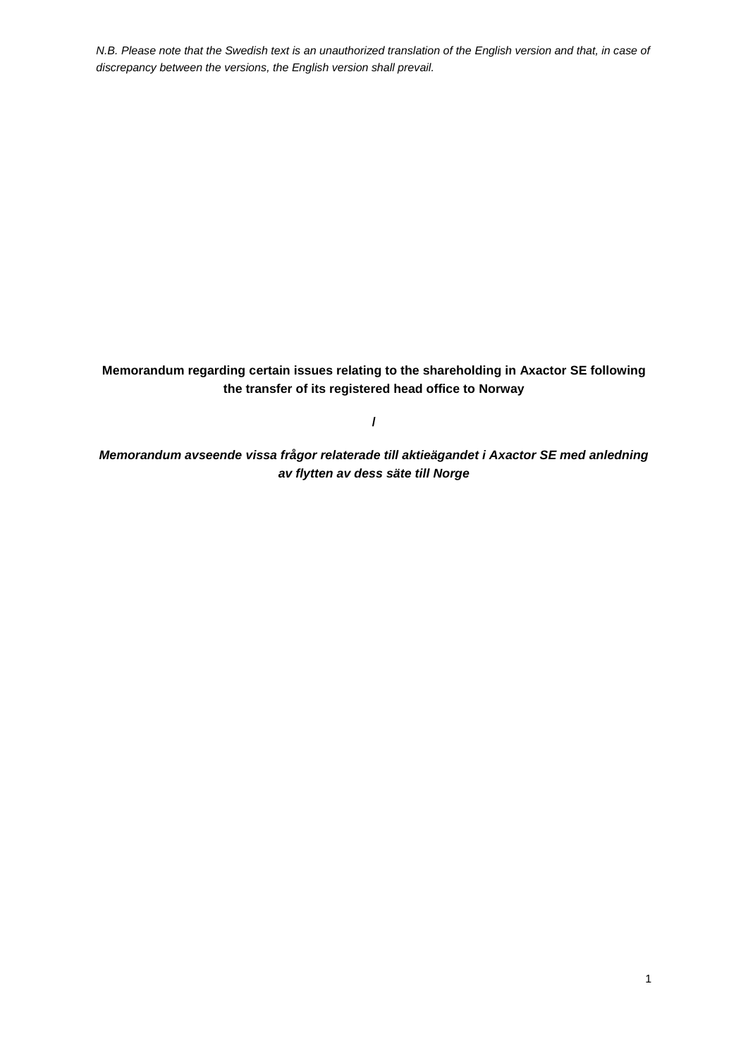*N.B. Please note that the Swedish text is an unauthorized translation of the English version and that, in case of discrepancy between the versions, the English version shall prevail.*

**Memorandum regarding certain issues relating to the shareholding in Axactor SE following the transfer of its registered head office to Norway**

**/**

***Memorandum avseende vissa frågor relaterade till aktieägandet i Axactor SE med anledning av flytten av dess säte till Norge***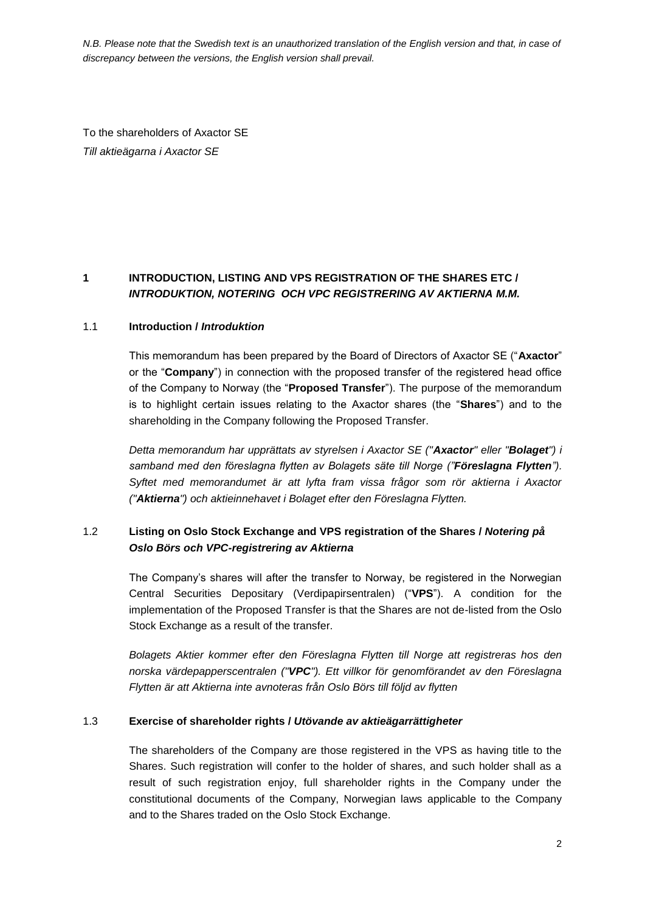*N.B. Please note that the Swedish text is an unauthorized translation of the English version and that, in case of discrepancy between the versions, the English version shall prevail.*

To the shareholders of Axactor SE
*Till aktieägarna i Axactor SE*

## 1 INTRODUCTION, LISTING AND VPS REGISTRATION OF THE SHARES ETC / *INTRODUKTION, NOTERING OCH VPC REGISTRERING AV AKTIERNA M.M.*

### 1.1 Introduction / *Introduktion*

This memorandum has been prepared by the Board of Directors of Axactor SE ("**Axactor**" or the "**Company**") in connection with the proposed transfer of the registered head office of the Company to Norway (the "**Proposed Transfer**"). The purpose of the memorandum is to highlight certain issues relating to the Axactor shares (the "**Shares**") and to the shareholding in the Company following the Proposed Transfer.

*Detta memorandum har upprättats av styrelsen i Axactor SE ("**Axactor**" eller "**Bolaget**") i samband med den föreslagna flytten av Bolagets säte till Norge ("**Föreslagna Flytten**"). Syftet med memorandumet är att lyfta fram vissa frågor som rör aktierna i Axactor ("**Aktierna**") och aktieinnehavet i Bolaget efter den Föreslagna Flytten.*

### 1.2 Listing on Oslo Stock Exchange and VPS registration of the Shares / *Notering på Oslo Börs och VPC-registrering av Aktierna*

The Company's shares will after the transfer to Norway, be registered in the Norwegian Central Securities Depositary (Verdipapirsentralen) ("**VPS**"). A condition for the implementation of the Proposed Transfer is that the Shares are not de-listed from the Oslo Stock Exchange as a result of the transfer.

*Bolagets Aktier kommer efter den Föreslagna Flytten till Norge att registreras hos den norska värdepapperscentralen ("**VPC**"). Ett villkor för genomförandet av den Föreslagna Flytten är att Aktierna inte avnoteras från Oslo Börs till följd av flytten*

### 1.3 Exercise of shareholder rights / *Utövande av aktieägarrättigheter*

The shareholders of the Company are those registered in the VPS as having title to the Shares. Such registration will confer to the holder of shares, and such holder shall as a result of such registration enjoy, full shareholder rights in the Company under the constitutional documents of the Company, Norwegian laws applicable to the Company and to the Shares traded on the Oslo Stock Exchange.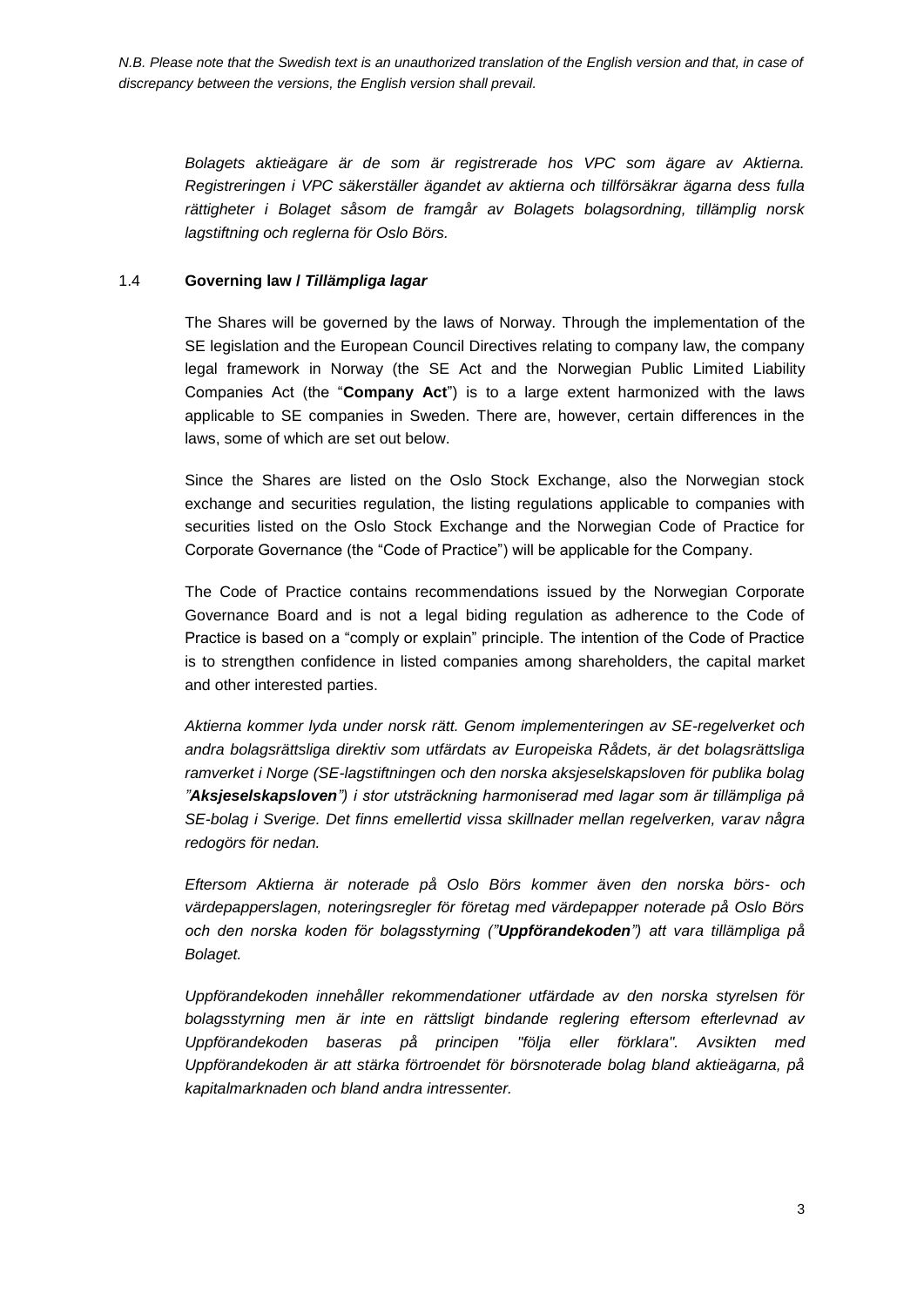*N.B. Please note that the Swedish text is an unauthorized translation of the English version and that, in case of discrepancy between the versions, the English version shall prevail.*

*Bolagets aktieägare är de som är registrerade hos VPC som ägare av Aktierna. Registreringen i VPC säkerställer ägandet av aktierna och tillförsäkrar ägarna dess fulla rättigheter i Bolaget såsom de framgår av Bolagets bolagsordning, tillämplig norsk lagstiftning och reglerna för Oslo Börs.*

### 1.4 **Governing law / *Tillämpliga lagar***

The Shares will be governed by the laws of Norway. Through the implementation of the SE legislation and the European Council Directives relating to company law, the company legal framework in Norway (the SE Act and the Norwegian Public Limited Liability Companies Act (the "**Company Act**") is to a large extent harmonized with the laws applicable to SE companies in Sweden. There are, however, certain differences in the laws, some of which are set out below.

Since the Shares are listed on the Oslo Stock Exchange, also the Norwegian stock exchange and securities regulation, the listing regulations applicable to companies with securities listed on the Oslo Stock Exchange and the Norwegian Code of Practice for Corporate Governance (the "Code of Practice") will be applicable for the Company.

The Code of Practice contains recommendations issued by the Norwegian Corporate Governance Board and is not a legal biding regulation as adherence to the Code of Practice is based on a "comply or explain" principle. The intention of the Code of Practice is to strengthen confidence in listed companies among shareholders, the capital market and other interested parties.

*Aktierna kommer lyda under norsk rätt. Genom implementeringen av SE-regelverket och andra bolagsrättsliga direktiv som utfärdats av Europeiska Rådets, är det bolagsrättsliga ramverket i Norge (SE-lagstiftningen och den norska aksjeselskapsloven för publika bolag "**Aksjeselskapsloven**") i stor utsträckning harmoniserad med lagar som är tillämpliga på SE-bolag i Sverige. Det finns emellertid vissa skillnader mellan regelverken, varav några redogörs för nedan.*

*Eftersom Aktierna är noterade på Oslo Börs kommer även den norska börs- och värdepapperslagen, noteringsregler för företag med värdepapper noterade på Oslo Börs och den norska koden för bolagsstyrning ("**Uppförandekoden**") att vara tillämpliga på Bolaget.*

*Uppförandekoden innehåller rekommendationer utfärdade av den norska styrelsen för bolagsstyrning men är inte en rättsligt bindande reglering eftersom efterlevnad av Uppförandekoden baseras på principen "följa eller förklara". Avsikten med Uppförandekoden är att stärka förtroendet för börsnoterade bolag bland aktieägarna, på kapitalmarknaden och bland andra intressenter.*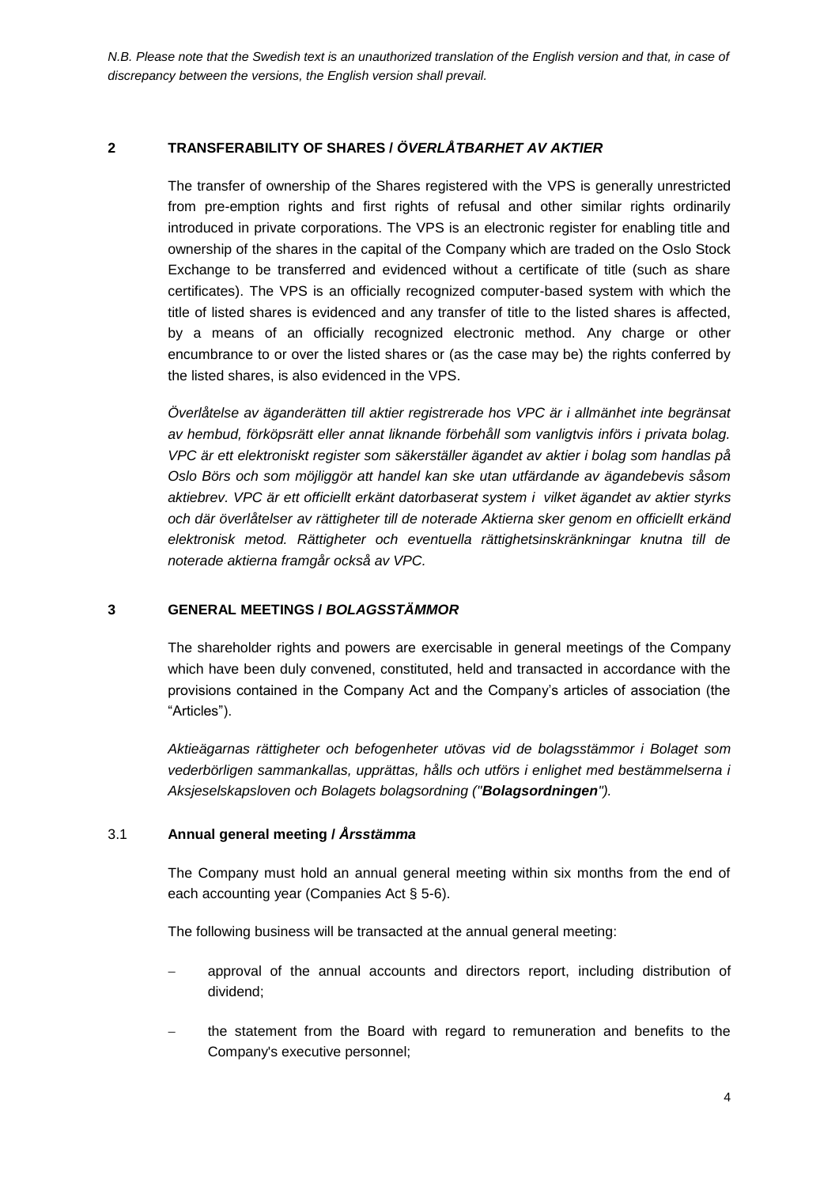*N.B. Please note that the Swedish text is an unauthorized translation of the English version and that, in case of discrepancy between the versions, the English version shall prevail.*

## 2 TRANSFERABILITY OF SHARES / *ÖVERLÅTBARHET AV AKTIER*

The transfer of ownership of the Shares registered with the VPS is generally unrestricted from pre-emption rights and first rights of refusal and other similar rights ordinarily introduced in private corporations. The VPS is an electronic register for enabling title and ownership of the shares in the capital of the Company which are traded on the Oslo Stock Exchange to be transferred and evidenced without a certificate of title (such as share certificates). The VPS is an officially recognized computer-based system with which the title of listed shares is evidenced and any transfer of title to the listed shares is affected, by a means of an officially recognized electronic method. Any charge or other encumbrance to or over the listed shares or (as the case may be) the rights conferred by the listed shares, is also evidenced in the VPS.

*Överlåtelse av äganderätten till aktier registrerade hos VPC är i allmänhet inte begränsat av hembud, förköpsrätt eller annat liknande förbehåll som vanligtvis införs i privata bolag. VPC är ett elektroniskt register som säkerställer ägandet av aktier i bolag som handlas på Oslo Börs och som möjliggör att handel kan ske utan utfärdande av ägandebevis såsom aktiebrev. VPC är ett officiellt erkänt datorbaserat system i vilket ägandet av aktier styrks och där överlåtelser av rättigheter till de noterade Aktierna sker genom en officiellt erkänd elektronisk metod. Rättigheter och eventuella rättighetsinskränkningar knutna till de noterade aktierna framgår också av VPC.*

## 3 GENERAL MEETINGS / *BOLAGSSTÄMMOR*

The shareholder rights and powers are exercisable in general meetings of the Company which have been duly convened, constituted, held and transacted in accordance with the provisions contained in the Company Act and the Company's articles of association (the "Articles").

*Aktieägarnas rättigheter och befogenheter utövas vid de bolagsstämmor i Bolaget som vederbörligen sammankallas, upprättas, hålls och utförs i enlighet med bestämmelserna i Aksjeselskapsloven och Bolagets bolagsordning ("**Bolagsordningen**").*

### 3.1 Annual general meeting / *Årsstämma*

The Company must hold an annual general meeting within six months from the end of each accounting year (Companies Act § 5-6).

The following business will be transacted at the annual general meeting:

- approval of the annual accounts and directors report, including distribution of dividend;
- the statement from the Board with regard to remuneration and benefits to the Company's executive personnel;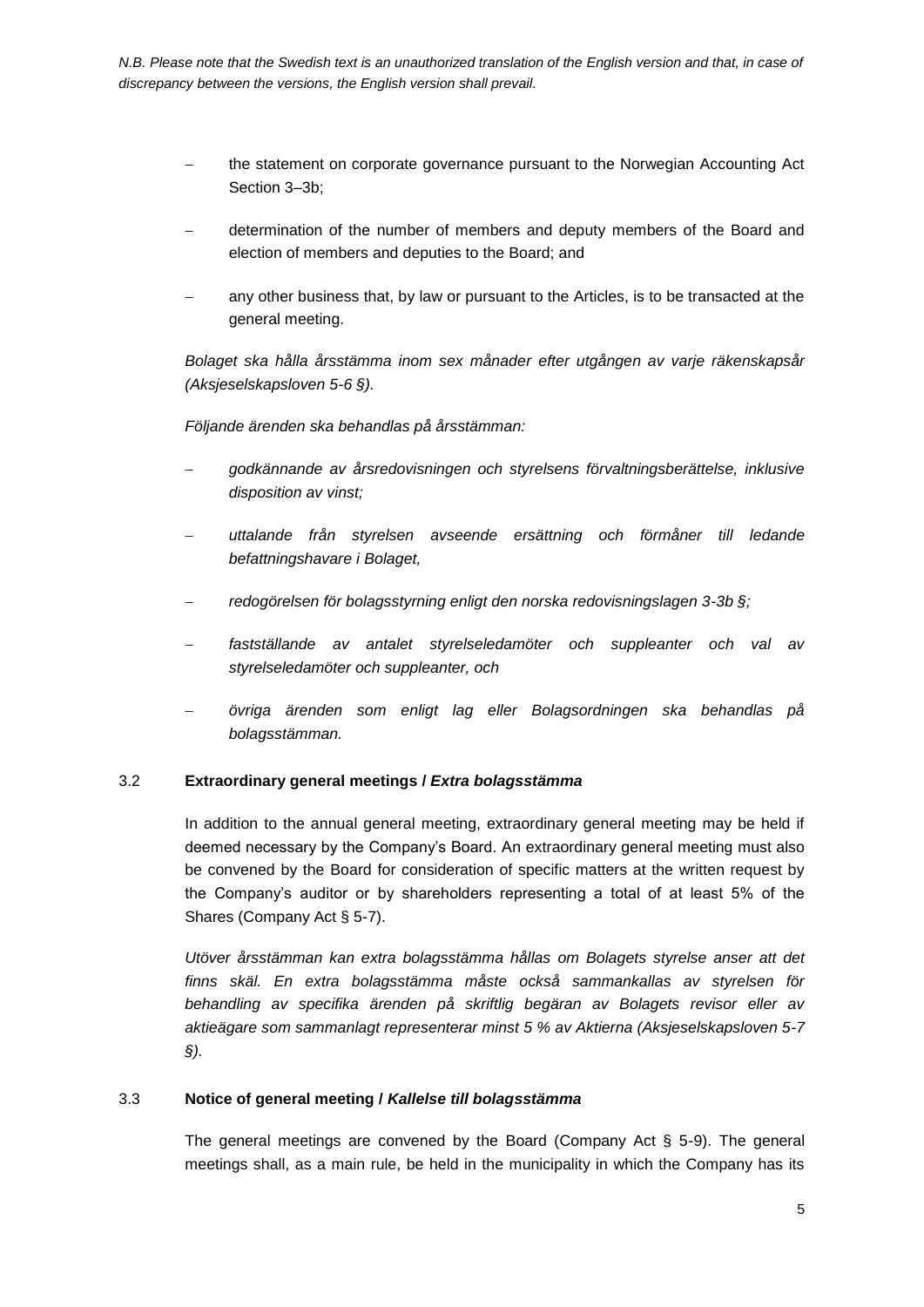*N.B. Please note that the Swedish text is an unauthorized translation of the English version and that, in case of discrepancy between the versions, the English version shall prevail.*

- the statement on corporate governance pursuant to the Norwegian Accounting Act Section 3–3b;
- determination of the number of members and deputy members of the Board and election of members and deputies to the Board; and
- any other business that, by law or pursuant to the Articles, is to be transacted at the general meeting.

*Bolaget ska hålla årsstämma inom sex månader efter utgången av varje räkenskapsår (Aksjeselskapsloven 5-6 §).*

*Följande ärenden ska behandlas på årsstämman:*

- *godkännande av årsredovisningen och styrelsens förvaltningsberättelse, inklusive disposition av vinst;*
- *uttalande från styrelsen avseende ersättning och förmåner till ledande befattningshavare i Bolaget,*
- *redogörelsen för bolagsstyrning enligt den norska redovisningslagen 3-3b §;*
- *fastställande av antalet styrelseledamöter och suppleanter och val av styrelseledamöter och suppleanter, och*
- *övriga ärenden som enligt lag eller Bolagsordningen ska behandlas på bolagsstämman.*

### 3.2 Extraordinary general meetings / *Extra bolagsstämma*

In addition to the annual general meeting, extraordinary general meeting may be held if deemed necessary by the Company's Board. An extraordinary general meeting must also be convened by the Board for consideration of specific matters at the written request by the Company's auditor or by shareholders representing a total of at least 5% of the Shares (Company Act § 5-7).

*Utöver årsstämman kan extra bolagsstämma hållas om Bolagets styrelse anser att det finns skäl. En extra bolagsstämma måste också sammankallas av styrelsen för behandling av specifika ärenden på skriftlig begäran av Bolagets revisor eller av aktieägare som sammanlagt representerar minst 5 % av Aktierna (Aksjeselskapsloven 5-7 §).*

### 3.3 Notice of general meeting / *Kallelse till bolagsstämma*

The general meetings are convened by the Board (Company Act § 5-9). The general meetings shall, as a main rule, be held in the municipality in which the Company has its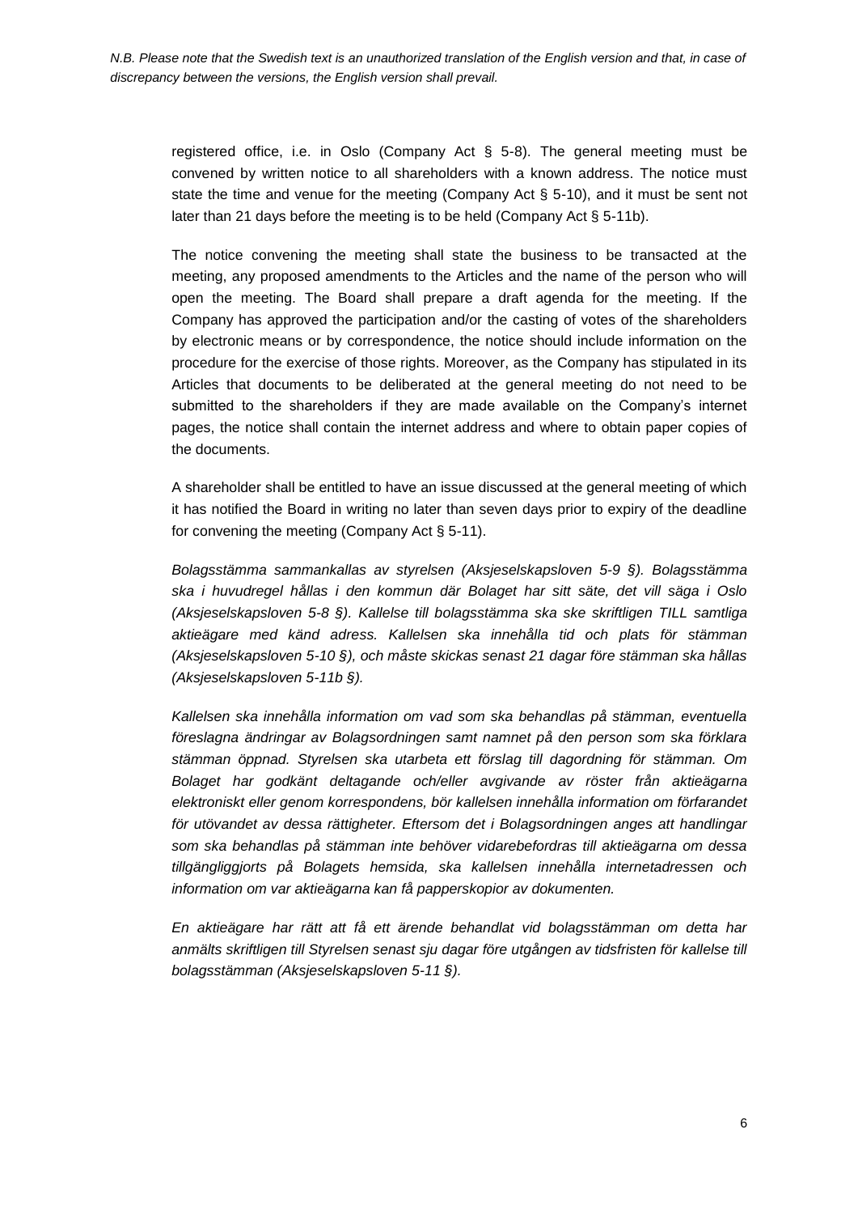registered office, i.e. in Oslo (Company Act § 5-8). The general meeting must be convened by written notice to all shareholders with a known address. The notice must state the time and venue for the meeting (Company Act § 5-10), and it must be sent not later than 21 days before the meeting is to be held (Company Act § 5-11b).

The notice convening the meeting shall state the business to be transacted at the meeting, any proposed amendments to the Articles and the name of the person who will open the meeting. The Board shall prepare a draft agenda for the meeting. If the Company has approved the participation and/or the casting of votes of the shareholders by electronic means or by correspondence, the notice should include information on the procedure for the exercise of those rights. Moreover, as the Company has stipulated in its Articles that documents to be deliberated at the general meeting do not need to be submitted to the shareholders if they are made available on the Company's internet pages, the notice shall contain the internet address and where to obtain paper copies of the documents.

A shareholder shall be entitled to have an issue discussed at the general meeting of which it has notified the Board in writing no later than seven days prior to expiry of the deadline for convening the meeting (Company Act § 5-11).

*Bolagsstämma sammankallas av styrelsen (Aksjeselskapsloven 5-9 §). Bolagsstämma ska i huvudregel hållas i den kommun där Bolaget har sitt säte, det vill säga i Oslo (Aksjeselskapsloven 5-8 §). Kallelse till bolagsstämma ska ske skriftligen TILL samtliga aktieägare med känd adress. Kallelsen ska innehålla tid och plats för stämman (Aksjeselskapsloven 5-10 §), och måste skickas senast 21 dagar före stämman ska hållas (Aksjeselskapsloven 5-11b §).*

*Kallelsen ska innehålla information om vad som ska behandlas på stämman, eventuella föreslagna ändringar av Bolagsordningen samt namnet på den person som ska förklara stämman öppnad. Styrelsen ska utarbeta ett förslag till dagordning för stämman. Om Bolaget har godkänt deltagande och/eller avgivande av röster från aktieägarna elektroniskt eller genom korrespondens, bör kallelsen innehålla information om förfarandet för utövandet av dessa rättigheter. Eftersom det i Bolagsordningen anges att handlingar som ska behandlas på stämman inte behöver vidarebefordras till aktieägarna om dessa tillgängliggjorts på Bolagets hemsida, ska kallelsen innehålla internetadressen och information om var aktieägarna kan få papperskopior av dokumenten.*

*En aktieägare har rätt att få ett ärende behandlat vid bolagsstämman om detta har anmälts skriftligen till Styrelsen senast sju dagar före utgången av tidsfristen för kallelse till bolagsstämman (Aksjeselskapsloven 5-11 §).*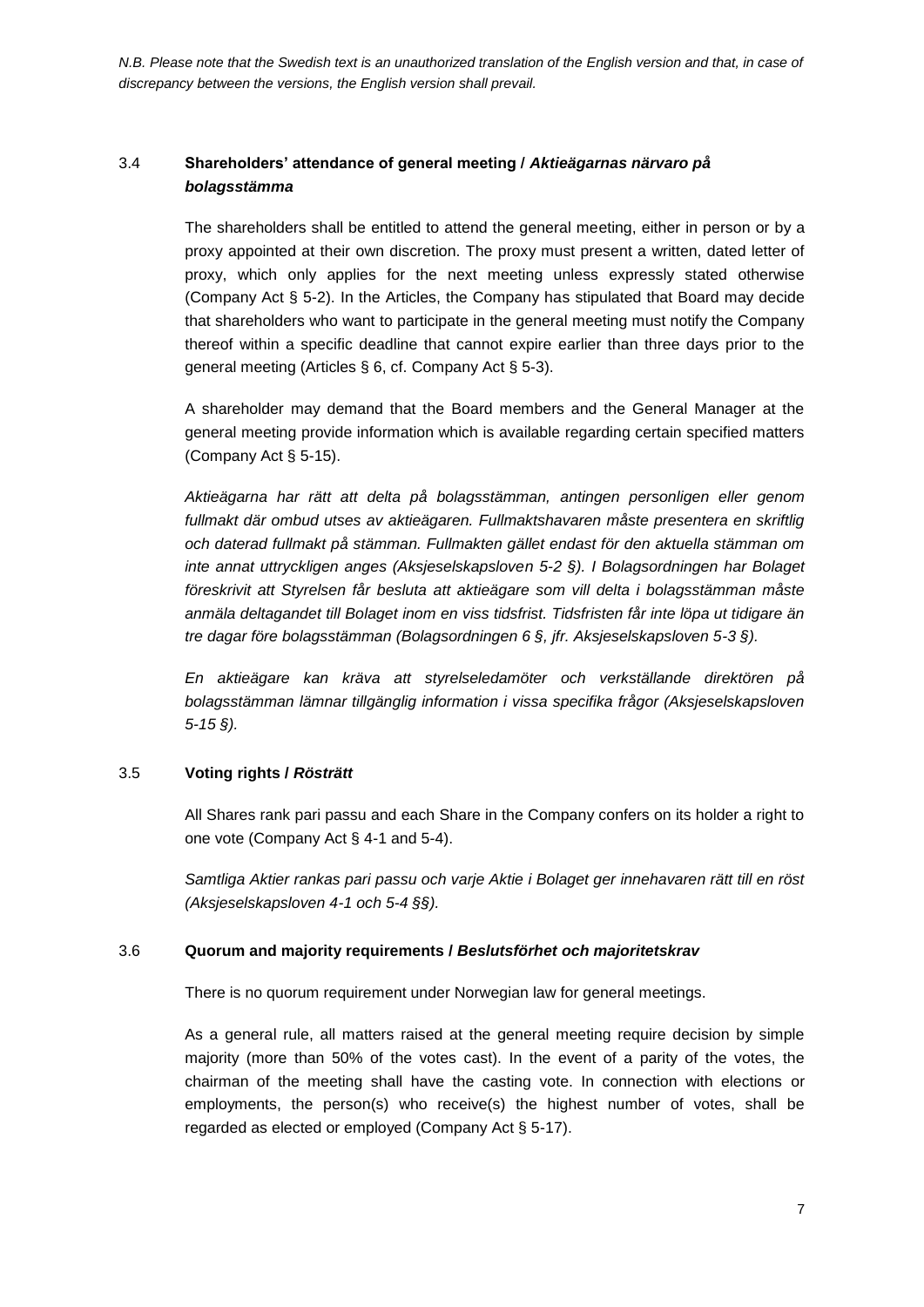*N.B. Please note that the Swedish text is an unauthorized translation of the English version and that, in case of discrepancy between the versions, the English version shall prevail.*

### 3.4 Shareholders' attendance of general meeting / *Aktieägarnas närvaro på bolagsstämma*

The shareholders shall be entitled to attend the general meeting, either in person or by a proxy appointed at their own discretion. The proxy must present a written, dated letter of proxy, which only applies for the next meeting unless expressly stated otherwise (Company Act § 5-2). In the Articles, the Company has stipulated that Board may decide that shareholders who want to participate in the general meeting must notify the Company thereof within a specific deadline that cannot expire earlier than three days prior to the general meeting (Articles § 6, cf. Company Act § 5-3).

A shareholder may demand that the Board members and the General Manager at the general meeting provide information which is available regarding certain specified matters (Company Act § 5-15).

*Aktieägarna har rätt att delta på bolagsstämman, antingen personligen eller genom fullmakt där ombud utses av aktieägaren. Fullmaktshavaren måste presentera en skriftlig och daterad fullmakt på stämman. Fullmakten gället endast för den aktuella stämman om inte annat uttryckligen anges (Aksjeselskapsloven 5-2 §). I Bolagsordningen har Bolaget föreskrivit att Styrelsen får besluta att aktieägare som vill delta i bolagsstämman måste anmäla deltagandet till Bolaget inom en viss tidsfrist. Tidsfristen får inte löpa ut tidigare än tre dagar före bolagsstämman (Bolagsordningen 6 §, jfr. Aksjeselskapsloven 5-3 §).*

*En aktieägare kan kräva att styrelseledamöter och verkställande direktören på bolagsstämman lämnar tillgänglig information i vissa specifika frågor (Aksjeselskapsloven 5-15 §).*

### 3.5 Voting rights / *Rösträtt*

All Shares rank pari passu and each Share in the Company confers on its holder a right to one vote (Company Act § 4-1 and 5-4).

*Samtliga Aktier rankas pari passu och varje Aktie i Bolaget ger innehavaren rätt till en röst (Aksjeselskapsloven 4-1 och 5-4 §§).*

### 3.6 Quorum and majority requirements / *Beslutsförhet och majoritetskrav*

There is no quorum requirement under Norwegian law for general meetings.

As a general rule, all matters raised at the general meeting require decision by simple majority (more than 50% of the votes cast). In the event of a parity of the votes, the chairman of the meeting shall have the casting vote. In connection with elections or employments, the person(s) who receive(s) the highest number of votes, shall be regarded as elected or employed (Company Act § 5-17).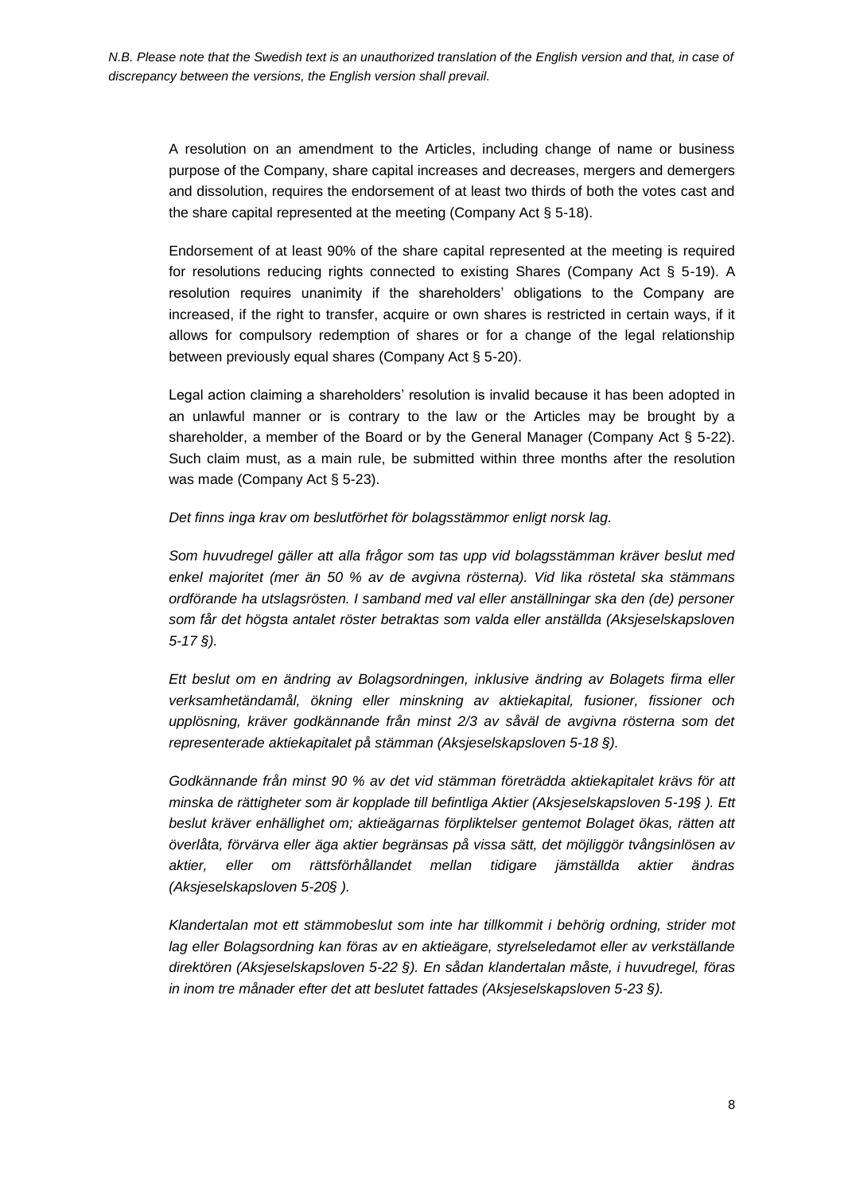A resolution on an amendment to the Articles, including change of name or business purpose of the Company, share capital increases and decreases, mergers and demergers and dissolution, requires the endorsement of at least two thirds of both the votes cast and the share capital represented at the meeting (Company Act § 5-18).

Endorsement of at least 90% of the share capital represented at the meeting is required for resolutions reducing rights connected to existing Shares (Company Act § 5-19). A resolution requires unanimity if the shareholders' obligations to the Company are increased, if the right to transfer, acquire or own shares is restricted in certain ways, if it allows for compulsory redemption of shares or for a change of the legal relationship between previously equal shares (Company Act § 5-20).

Legal action claiming a shareholders' resolution is invalid because it has been adopted in an unlawful manner or is contrary to the law or the Articles may be brought by a shareholder, a member of the Board or by the General Manager (Company Act § 5-22). Such claim must, as a main rule, be submitted within three months after the resolution was made (Company Act § 5-23).

*Det finns inga krav om beslutförhet för bolagsstämmor enligt norsk lag.*

*Som huvudregel gäller att alla frågor som tas upp vid bolagsstämman kräver beslut med enkel majoritet (mer än 50 % av de avgivna rösterna). Vid lika röstetal ska stämmans ordförande ha utslagsrösten. I samband med val eller anställningar ska den (de) personer som får det högsta antalet röster betraktas som valda eller anställda (Aksjeselskapsloven 5-17 §).*

*Ett beslut om en ändring av Bolagsordningen, inklusive ändring av Bolagets firma eller verksamhetändamål, ökning eller minskning av aktiekapital, fusioner, fissioner och upplösning, kräver godkännande från minst 2/3 av såväl de avgivna rösterna som det representerade aktiekapitalet på stämman (Aksjeselskapsloven 5-18 §).*

*Godkännande från minst 90 % av det vid stämman företrädda aktiekapitalet krävs för att minska de rättigheter som är kopplade till befintliga Aktier (Aksjeselskapsloven 5-19§ ). Ett beslut kräver enhällighet om; aktieägarnas förpliktelser gentemot Bolaget ökas, rätten att överlåta, förvärva eller äga aktier begränsas på vissa sätt, det möjliggör tvångsinlösen av aktier, eller om rättsförhållandet mellan tidigare jämställda aktier ändras (Aksjeselskapsloven 5-20§ ).*

*Klandertalan mot ett stämmobeslut som inte har tillkommit i behörig ordning, strider mot lag eller Bolagsordning kan föras av en aktieägare, styrelseledamot eller av verkställande direktören (Aksjeselskapsloven 5-22 §). En sådan klandertalan måste, i huvudregel, föras in inom tre månader efter det att beslutet fattades (Aksjeselskapsloven 5-23 §).*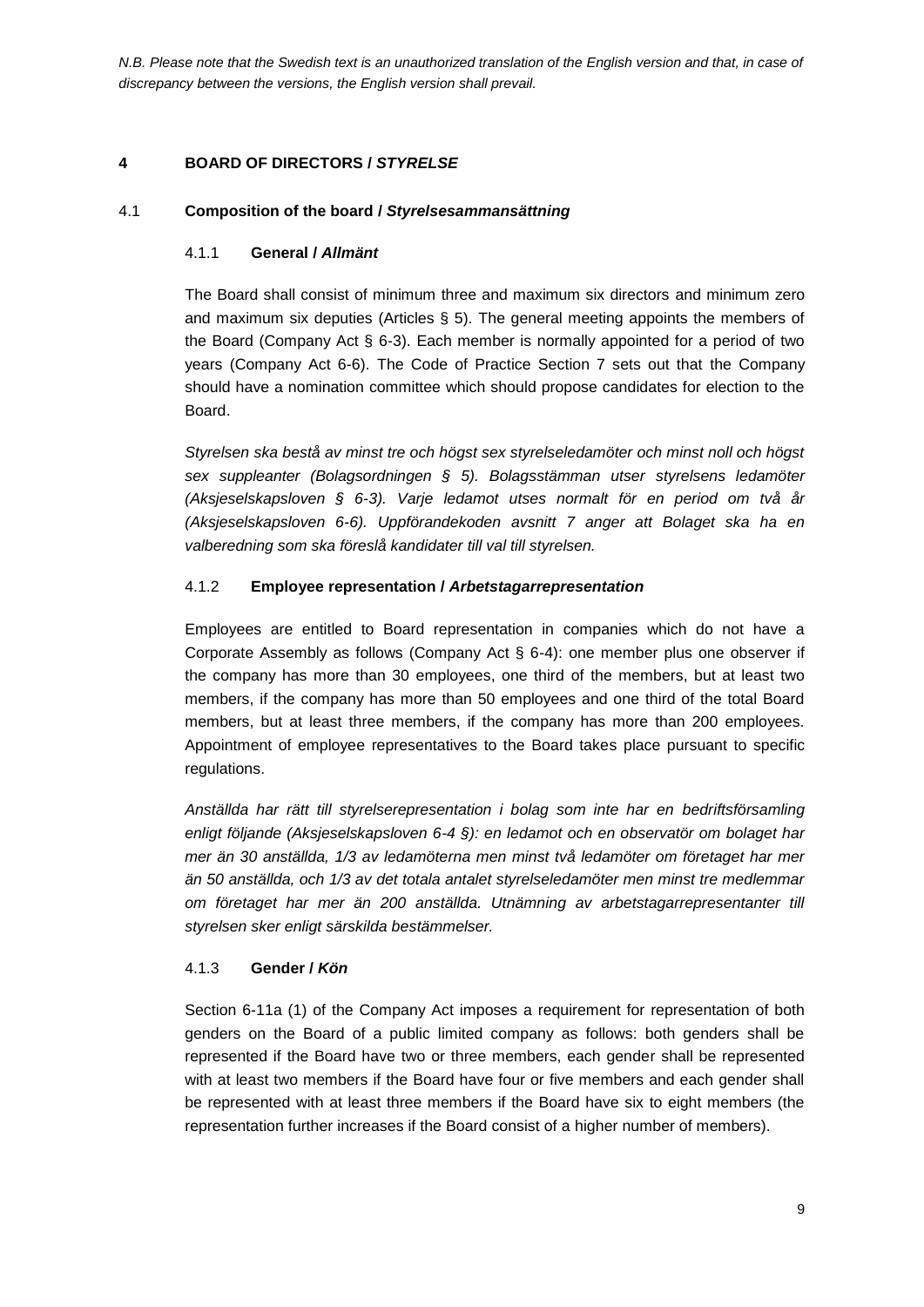*N.B. Please note that the Swedish text is an unauthorized translation of the English version and that, in case of discrepancy between the versions, the English version shall prevail.*

# 4 BOARD OF DIRECTORS / *STYRELSE*

## 4.1 Composition of the board / *Styrelsesammansättning*

### 4.1.1 General / *Allmänt*

The Board shall consist of minimum three and maximum six directors and minimum zero and maximum six deputies (Articles § 5). The general meeting appoints the members of the Board (Company Act § 6-3). Each member is normally appointed for a period of two years (Company Act 6-6). The Code of Practice Section 7 sets out that the Company should have a nomination committee which should propose candidates for election to the Board.

*Styrelsen ska bestå av minst tre och högst sex styrelseledamöter och minst noll och högst sex suppleanter (Bolagsordningen § 5). Bolagsstämman utser styrelsens ledamöter (Aksjeselskapsloven § 6-3). Varje ledamot utses normalt för en period om två år (Aksjeselskapsloven 6-6). Uppförandekoden avsnitt 7 anger att Bolaget ska ha en valberedning som ska föreslå kandidater till val till styrelsen.*

### 4.1.2 Employee representation / *Arbetstagarrepresentation*

Employees are entitled to Board representation in companies which do not have a Corporate Assembly as follows (Company Act § 6-4): one member plus one observer if the company has more than 30 employees, one third of the members, but at least two members, if the company has more than 50 employees and one third of the total Board members, but at least three members, if the company has more than 200 employees. Appointment of employee representatives to the Board takes place pursuant to specific regulations.

*Anställda har rätt till styrelserepresentation i bolag som inte har en bedriftsförsamling enligt följande (Aksjeselskapsloven 6-4 §): en ledamot och en observatör om bolaget har mer än 30 anställda, 1/3 av ledamöterna men minst två ledamöter om företaget har mer än 50 anställda, och 1/3 av det totala antalet styrelseledamöter men minst tre medlemmar om företaget har mer än 200 anställda. Utnämning av arbetstagarrepresentanter till styrelsen sker enligt särskilda bestämmelser.*

### 4.1.3 Gender / *Kön*

Section 6-11a (1) of the Company Act imposes a requirement for representation of both genders on the Board of a public limited company as follows: both genders shall be represented if the Board have two or three members, each gender shall be represented with at least two members if the Board have four or five members and each gender shall be represented with at least three members if the Board have six to eight members (the representation further increases if the Board consist of a higher number of members).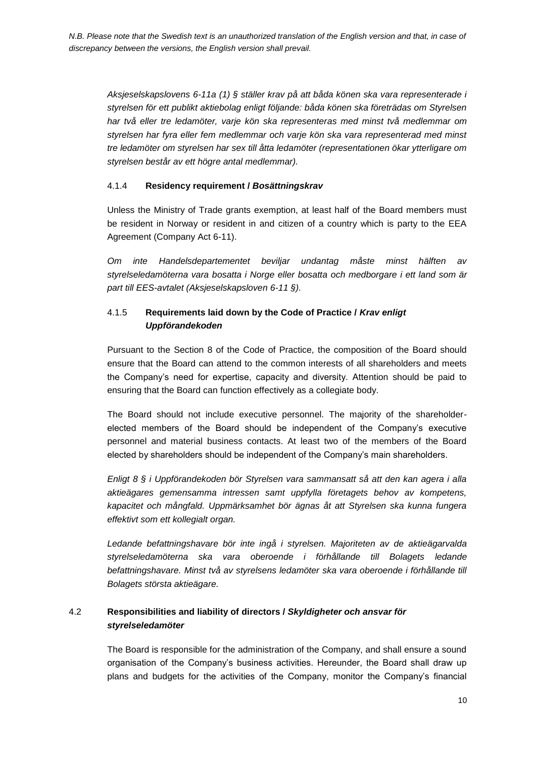*N.B. Please note that the Swedish text is an unauthorized translation of the English version and that, in case of discrepancy between the versions, the English version shall prevail.*

*Aksjeselskapslovens 6-11a (1) § ställer krav på att båda könen ska vara representerade i styrelsen för ett publikt aktiebolag enligt följande: båda könen ska företrädas om Styrelsen har två eller tre ledamöter, varje kön ska representeras med minst två medlemmar om styrelsen har fyra eller fem medlemmar och varje kön ska vara representerad med minst tre ledamöter om styrelsen har sex till åtta ledamöter (representationen ökar ytterligare om styrelsen består av ett högre antal medlemmar).*

#### 4.1.4 **Residency requirement /** ***Bosättningskrav***

Unless the Ministry of Trade grants exemption, at least half of the Board members must be resident in Norway or resident in and citizen of a country which is party to the EEA Agreement (Company Act 6-11).

*Om inte Handelsdepartementet beviljar undantag måste minst hälften av styrelseledamöterna vara bosatta i Norge eller bosatta och medborgare i ett land som är part till EES-avtalet (Aksjeselskapsloven 6-11 §).*

#### 4.1.5 **Requirements laid down by the Code of Practice /** ***Krav enligt Uppförandekoden***

Pursuant to the Section 8 of the Code of Practice, the composition of the Board should ensure that the Board can attend to the common interests of all shareholders and meets the Company's need for expertise, capacity and diversity. Attention should be paid to ensuring that the Board can function effectively as a collegiate body.

The Board should not include executive personnel. The majority of the shareholder-elected members of the Board should be independent of the Company's executive personnel and material business contacts. At least two of the members of the Board elected by shareholders should be independent of the Company's main shareholders.

*Enligt 8 § i Uppförandekoden bör Styrelsen vara sammansatt så att den kan agera i alla aktieägares gemensamma intressen samt uppfylla företagets behov av kompetens, kapacitet och mångfald. Uppmärksamhet bör ägnas åt att Styrelsen ska kunna fungera effektivt som ett kollegialt organ.*

*Ledande befattningshavare bör inte ingå i styrelsen. Majoriteten av de aktieägarvalda styrelseledamöterna ska vara oberoende i förhållande till Bolagets ledande befattningshavare. Minst två av styrelsens ledamöter ska vara oberoende i förhållande till Bolagets största aktieägare.*

### 4.2 **Responsibilities and liability of directors /** ***Skyldigheter och ansvar för styrelseledamöter***

The Board is responsible for the administration of the Company, and shall ensure a sound organisation of the Company's business activities. Hereunder, the Board shall draw up plans and budgets for the activities of the Company, monitor the Company's financial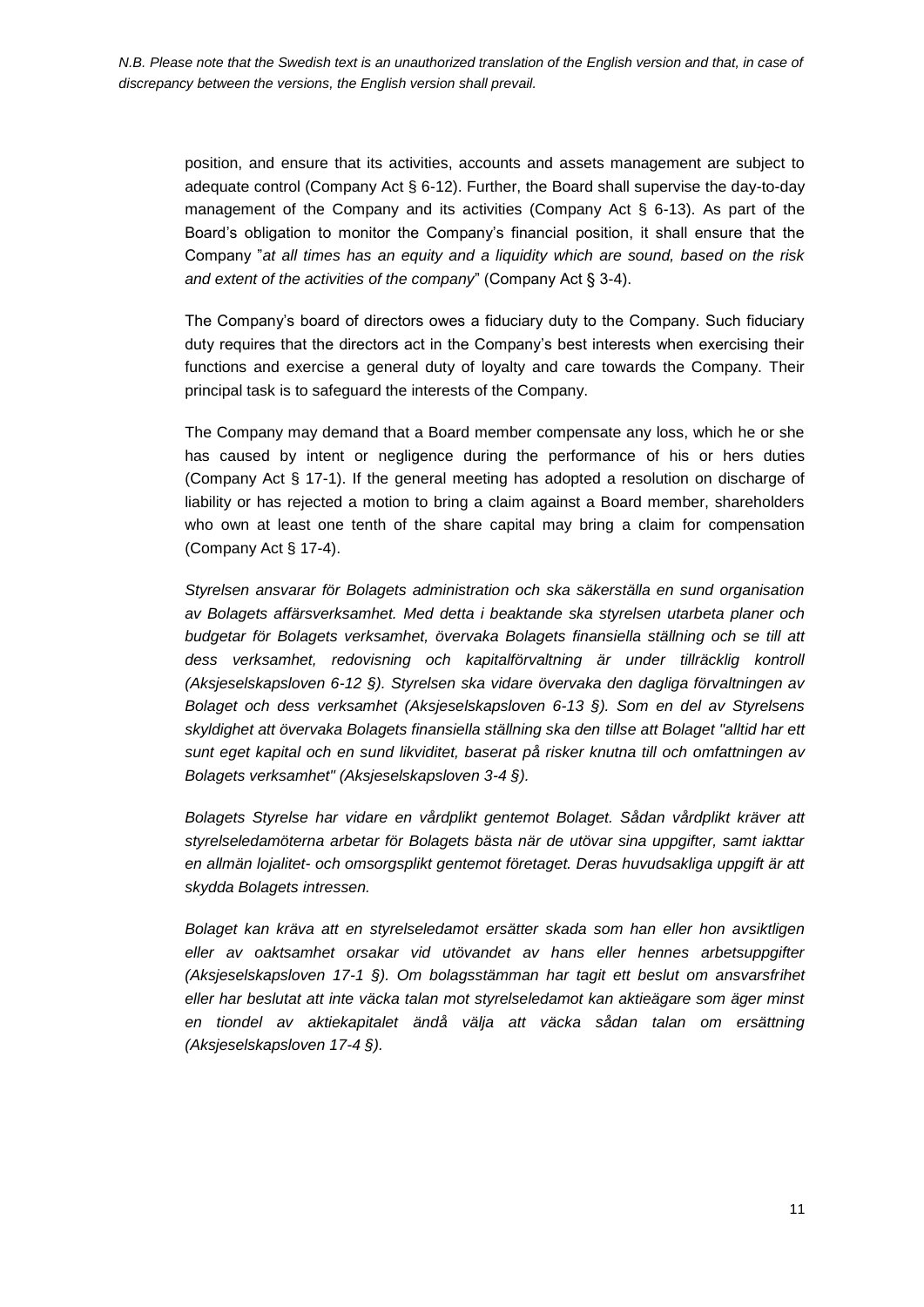position, and ensure that its activities, accounts and assets management are subject to adequate control (Company Act § 6-12). Further, the Board shall supervise the day-to-day management of the Company and its activities (Company Act § 6-13). As part of the Board's obligation to monitor the Company's financial position, it shall ensure that the Company "*at all times has an equity and a liquidity which are sound, based on the risk and extent of the activities of the company*" (Company Act § 3-4).

The Company's board of directors owes a fiduciary duty to the Company. Such fiduciary duty requires that the directors act in the Company's best interests when exercising their functions and exercise a general duty of loyalty and care towards the Company. Their principal task is to safeguard the interests of the Company.

The Company may demand that a Board member compensate any loss, which he or she has caused by intent or negligence during the performance of his or hers duties (Company Act § 17-1). If the general meeting has adopted a resolution on discharge of liability or has rejected a motion to bring a claim against a Board member, shareholders who own at least one tenth of the share capital may bring a claim for compensation (Company Act § 17-4).

*Styrelsen ansvarar för Bolagets administration och ska säkerställa en sund organisation av Bolagets affärsverksamhet. Med detta i beaktande ska styrelsen utarbeta planer och budgetar för Bolagets verksamhet, övervaka Bolagets finansiella ställning och se till att dess verksamhet, redovisning och kapitalförvaltning är under tillräcklig kontroll (Aksjeselskapsloven 6-12 §). Styrelsen ska vidare övervaka den dagliga förvaltningen av Bolaget och dess verksamhet (Aksjeselskapsloven 6-13 §). Som en del av Styrelsens skyldighet att övervaka Bolagets finansiella ställning ska den tillse att Bolaget "alltid har ett sunt eget kapital och en sund likviditet, baserat på risker knutna till och omfattningen av Bolagets verksamhet" (Aksjeselskapsloven 3-4 §).*

*Bolagets Styrelse har vidare en vårdplikt gentemot Bolaget. Sådan vårdplikt kräver att styrelseledamöterna arbetar för Bolagets bästa när de utövar sina uppgifter, samt iakttar en allmän lojalitet- och omsorgsplikt gentemot företaget. Deras huvudsakliga uppgift är att skydda Bolagets intressen.*

*Bolaget kan kräva att en styrelseledamot ersätter skada som han eller hon avsiktligen eller av oaktsamhet orsakar vid utövandet av hans eller hennes arbetsuppgifter (Aksjeselskapsloven 17-1 §). Om bolagsstämman har tagit ett beslut om ansvarsfrihet eller har beslutat att inte väcka talan mot styrelseledamot kan aktieägare som äger minst en tiondel av aktiekapitalet ändå välja att väcka sådan talan om ersättning (Aksjeselskapsloven 17-4 §).*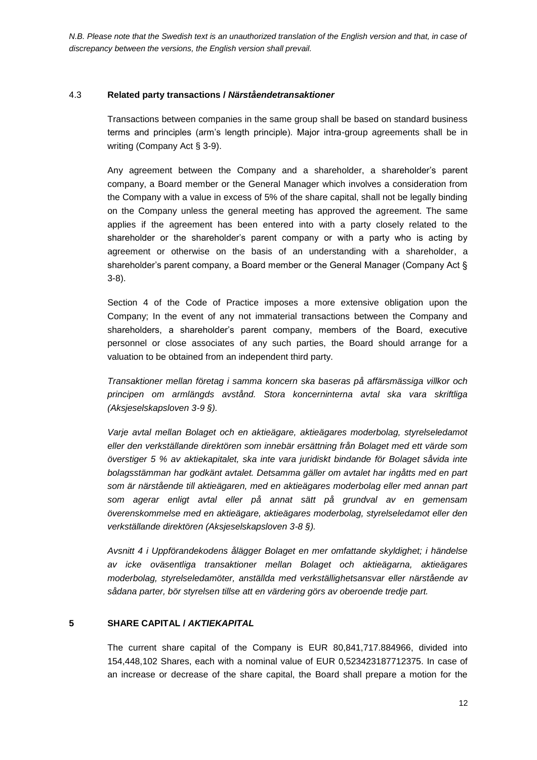*N.B. Please note that the Swedish text is an unauthorized translation of the English version and that, in case of discrepancy between the versions, the English version shall prevail.*

### 4.3 **Related party transactions /** ***Närståendetransaktioner***

Transactions between companies in the same group shall be based on standard business terms and principles (arm's length principle). Major intra-group agreements shall be in writing (Company Act § 3-9).

Any agreement between the Company and a shareholder, a shareholder's parent company, a Board member or the General Manager which involves a consideration from the Company with a value in excess of 5% of the share capital, shall not be legally binding on the Company unless the general meeting has approved the agreement. The same applies if the agreement has been entered into with a party closely related to the shareholder or the shareholder's parent company or with a party who is acting by agreement or otherwise on the basis of an understanding with a shareholder, a shareholder's parent company, a Board member or the General Manager (Company Act § 3-8).

Section 4 of the Code of Practice imposes a more extensive obligation upon the Company; In the event of any not immaterial transactions between the Company and shareholders, a shareholder's parent company, members of the Board, executive personnel or close associates of any such parties, the Board should arrange for a valuation to be obtained from an independent third party.

*Transaktioner mellan företag i samma koncern ska baseras på affärsmässiga villkor och principen om armlängds avstånd. Stora koncerninterna avtal ska vara skriftliga (Aksjeselskapsloven 3-9 §).*

*Varje avtal mellan Bolaget och en aktieägare, aktieägares moderbolag, styrelseledamot eller den verkställande direktören som innebär ersättning från Bolaget med ett värde som överstiger 5 % av aktiekapitalet, ska inte vara juridiskt bindande för Bolaget såvida inte bolagsstämman har godkänt avtalet. Detsamma gäller om avtalet har ingåtts med en part som är närstående till aktieägaren, med en aktieägares moderbolag eller med annan part som agerar enligt avtal eller på annat sätt på grundval av en gemensam överenskommelse med en aktieägare, aktieägares moderbolag, styrelseledamot eller den verkställande direktören (Aksjeselskapsloven 3-8 §).*

*Avsnitt 4 i Uppförandekodens ålägger Bolaget en mer omfattande skyldighet; i händelse av icke oväsentliga transaktioner mellan Bolaget och aktieägarna, aktieägares moderbolag, styrelseledamöter, anställda med verkställighetsansvar eller närstående av sådana parter, bör styrelsen tillse att en värdering görs av oberoende tredje part.*

## 5 **SHARE CAPITAL /** ***AKTIEKAPITAL***

The current share capital of the Company is EUR 80,841,717.884966, divided into 154,448,102 Shares, each with a nominal value of EUR 0,523423187712375. In case of an increase or decrease of the share capital, the Board shall prepare a motion for the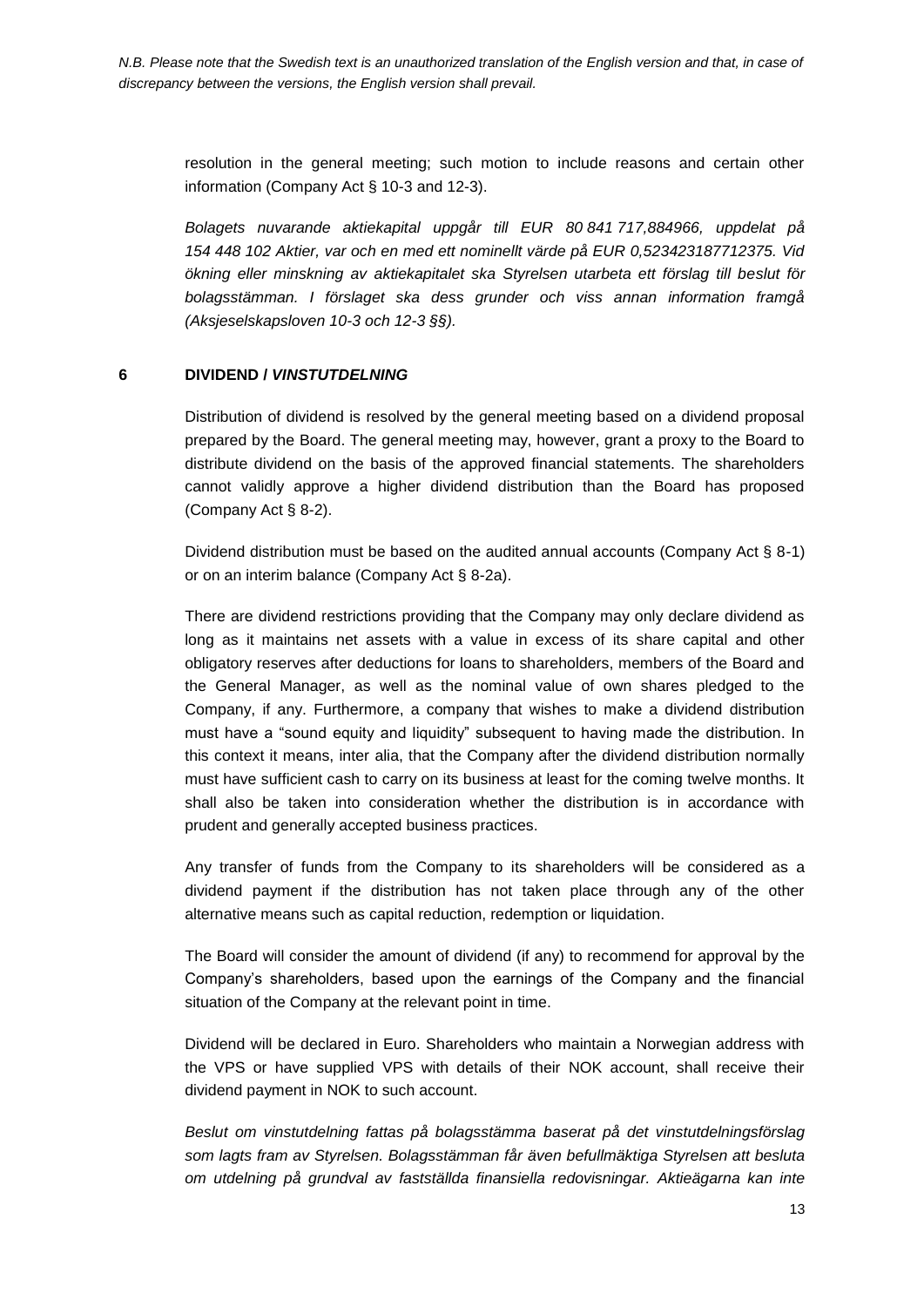resolution in the general meeting; such motion to include reasons and certain other information (Company Act § 10-3 and 12-3).

*Bolagets nuvarande aktiekapital uppgår till EUR 80 841 717,884966, uppdelat på 154 448 102 Aktier, var och en med ett nominellt värde på EUR 0,523423187712375. Vid ökning eller minskning av aktiekapitalet ska Styrelsen utarbeta ett förslag till beslut för bolagsstämman. I förslaget ska dess grunder och viss annan information framgå (Aksjeselskapsloven 10-3 och 12-3 §§).*

## 6 DIVIDEND / *VINSTUTDELNING*

Distribution of dividend is resolved by the general meeting based on a dividend proposal prepared by the Board. The general meeting may, however, grant a proxy to the Board to distribute dividend on the basis of the approved financial statements. The shareholders cannot validly approve a higher dividend distribution than the Board has proposed (Company Act § 8-2).

Dividend distribution must be based on the audited annual accounts (Company Act § 8-1) or on an interim balance (Company Act § 8-2a).

There are dividend restrictions providing that the Company may only declare dividend as long as it maintains net assets with a value in excess of its share capital and other obligatory reserves after deductions for loans to shareholders, members of the Board and the General Manager, as well as the nominal value of own shares pledged to the Company, if any. Furthermore, a company that wishes to make a dividend distribution must have a "sound equity and liquidity" subsequent to having made the distribution. In this context it means, inter alia, that the Company after the dividend distribution normally must have sufficient cash to carry on its business at least for the coming twelve months. It shall also be taken into consideration whether the distribution is in accordance with prudent and generally accepted business practices.

Any transfer of funds from the Company to its shareholders will be considered as a dividend payment if the distribution has not taken place through any of the other alternative means such as capital reduction, redemption or liquidation.

The Board will consider the amount of dividend (if any) to recommend for approval by the Company's shareholders, based upon the earnings of the Company and the financial situation of the Company at the relevant point in time.

Dividend will be declared in Euro. Shareholders who maintain a Norwegian address with the VPS or have supplied VPS with details of their NOK account, shall receive their dividend payment in NOK to such account.

*Beslut om vinstutdelning fattas på bolagsstämma baserat på det vinstutdelningsförslag som lagts fram av Styrelsen. Bolagsstämman får även befullmäktiga Styrelsen att besluta om utdelning på grundval av fastställda finansiella redovisningar. Aktieägarna kan inte*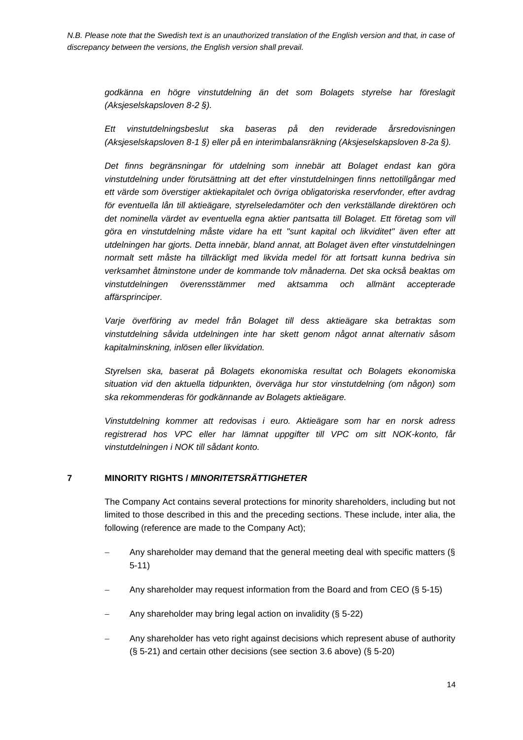*godkänna en högre vinstutdelning än det som Bolagets styrelse har föreslagit (Aksjeselskapsloven 8-2 §).*

*Ett vinstutdelningsbeslut ska baseras på den reviderade årsredovisningen (Aksjeselskapsloven 8-1 §) eller på en interimbalansräkning (Aksjeselskapsloven 8-2a §).*

*Det finns begränsningar för utdelning som innebär att Bolaget endast kan göra vinstutdelning under förutsättning att det efter vinstutdelningen finns nettotillgångar med ett värde som överstiger aktiekapitalet och övriga obligatoriska reservfonder, efter avdrag för eventuella lån till aktieägare, styrelseledamöter och den verkställande direktören och det nominella värdet av eventuella egna aktier pantsatta till Bolaget. Ett företag som vill göra en vinstutdelning måste vidare ha ett "sunt kapital och likviditet" även efter att utdelningen har gjorts. Detta innebär, bland annat, att Bolaget även efter vinstutdelningen normalt sett måste ha tillräckligt med likvida medel för att fortsatt kunna bedriva sin verksamhet åtminstone under de kommande tolv månaderna. Det ska också beaktas om vinstutdelningen överensstämmer med aktsamma och allmänt accepterade affärsprinciper.*

*Varje överföring av medel från Bolaget till dess aktieägare ska betraktas som vinstutdelning såvida utdelningen inte har skett genom något annat alternativ såsom kapitalminskning, inlösen eller likvidation.*

*Styrelsen ska, baserat på Bolagets ekonomiska resultat och Bolagets ekonomiska situation vid den aktuella tidpunkten, överväga hur stor vinstutdelning (om någon) som ska rekommenderas för godkännande av Bolagets aktieägare.*

*Vinstutdelning kommer att redovisas i euro. Aktieägare som har en norsk adress registrerad hos VPC eller har lämnat uppgifter till VPC om sitt NOK-konto, får vinstutdelningen i NOK till sådant konto.*

## 7 MINORITY RIGHTS / *MINORITETSRÄTTIGHETER*

The Company Act contains several protections for minority shareholders, including but not limited to those described in this and the preceding sections. These include, inter alia, the following (reference are made to the Company Act);

- Any shareholder may demand that the general meeting deal with specific matters (§ 5-11)
- Any shareholder may request information from the Board and from CEO (§ 5-15)
- Any shareholder may bring legal action on invalidity (§ 5-22)
- Any shareholder has veto right against decisions which represent abuse of authority (§ 5-21) and certain other decisions (see section 3.6 above) (§ 5-20)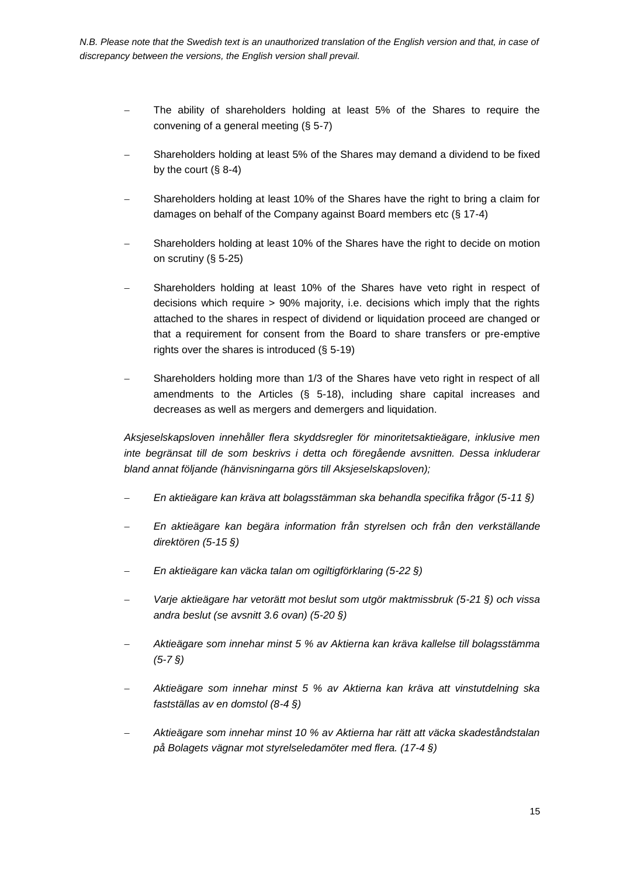*N.B. Please note that the Swedish text is an unauthorized translation of the English version and that, in case of discrepancy between the versions, the English version shall prevail.*

- The ability of shareholders holding at least 5% of the Shares to require the convening of a general meeting (§ 5-7)
- Shareholders holding at least 5% of the Shares may demand a dividend to be fixed by the court (§ 8-4)
- Shareholders holding at least 10% of the Shares have the right to bring a claim for damages on behalf of the Company against Board members etc (§ 17-4)
- Shareholders holding at least 10% of the Shares have the right to decide on motion on scrutiny (§ 5-25)
- Shareholders holding at least 10% of the Shares have veto right in respect of decisions which require > 90% majority, i.e. decisions which imply that the rights attached to the shares in respect of dividend or liquidation proceed are changed or that a requirement for consent from the Board to share transfers or pre-emptive rights over the shares is introduced (§ 5-19)
- Shareholders holding more than 1/3 of the Shares have veto right in respect of all amendments to the Articles (§ 5-18), including share capital increases and decreases as well as mergers and demergers and liquidation.

*Aksjeselskapsloven innehåller flera skyddsregler för minoritetsaktieägare, inklusive men inte begränsat till de som beskrivs i detta och föregående avsnitten. Dessa inkluderar bland annat följande (hänvisningarna görs till Aksjeselskapsloven);*

- *En aktieägare kan kräva att bolagsstämman ska behandla specifika frågor (5-11 §)*
- *En aktieägare kan begära information från styrelsen och från den verkställande direktören (5-15 §)*
- *En aktieägare kan väcka talan om ogiltigförklaring (5-22 §)*
- *Varje aktieägare har vetorätt mot beslut som utgör maktmissbruk (5-21 §) och vissa andra beslut (se avsnitt 3.6 ovan) (5-20 §)*
- *Aktieägare som innehar minst 5 % av Aktierna kan kräva kallelse till bolagsstämma (5-7 §)*
- *Aktieägare som innehar minst 5 % av Aktierna kan kräva att vinstutdelning ska fastställas av en domstol (8-4 §)*
- *Aktieägare som innehar minst 10 % av Aktierna har rätt att väcka skadeståndstalan på Bolagets vägnar mot styrelseledamöter med flera. (17-4 §)*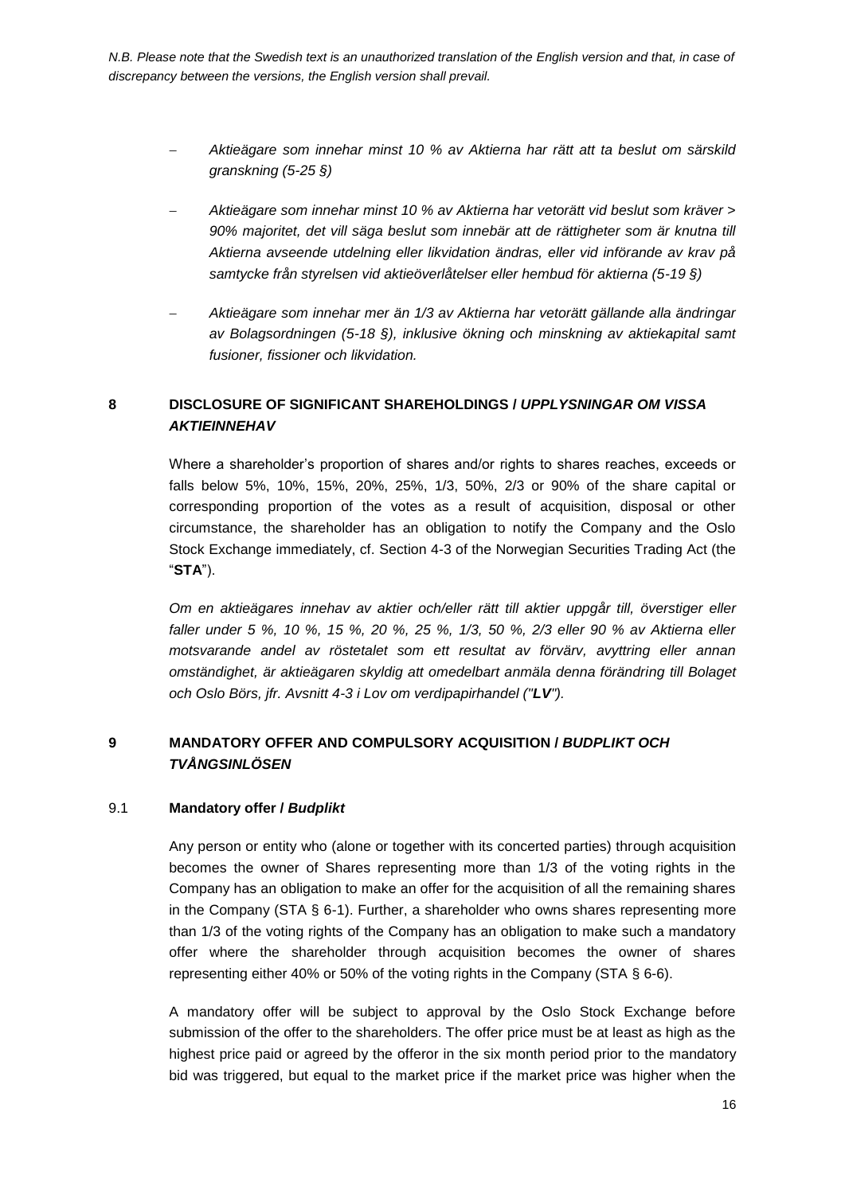- *Aktieägare som innehar minst 10 % av Aktierna har rätt att ta beslut om särskild granskning (5-25 §)*
- *Aktieägare som innehar minst 10 % av Aktierna har vetorätt vid beslut som kräver > 90% majoritet, det vill säga beslut som innebär att de rättigheter som är knutna till Aktierna avseende utdelning eller likvidation ändras, eller vid införande av krav på samtycke från styrelsen vid aktieöverlåtelser eller hembud för aktierna (5-19 §)*
- *Aktieägare som innehar mer än 1/3 av Aktierna har vetorätt gällande alla ändringar av Bolagsordningen (5-18 §), inklusive ökning och minskning av aktiekapital samt fusioner, fissioner och likvidation.*

## 8 DISCLOSURE OF SIGNIFICANT SHAREHOLDINGS / *UPPLYSNINGAR OM VISSA AKTIEINNEHAV*

Where a shareholder's proportion of shares and/or rights to shares reaches, exceeds or falls below 5%, 10%, 15%, 20%, 25%, 1/3, 50%, 2/3 or 90% of the share capital or corresponding proportion of the votes as a result of acquisition, disposal or other circumstance, the shareholder has an obligation to notify the Company and the Oslo Stock Exchange immediately, cf. Section 4-3 of the Norwegian Securities Trading Act (the "**STA**").

*Om en aktieägares innehav av aktier och/eller rätt till aktier uppgår till, överstiger eller faller under 5 %, 10 %, 15 %, 20 %, 25 %, 1/3, 50 %, 2/3 eller 90 % av Aktierna eller motsvarande andel av röstetalet som ett resultat av förvärv, avyttring eller annan omständighet, är aktieägaren skyldig att omedelbart anmäla denna förändring till Bolaget och Oslo Börs, jfr. Avsnitt 4-3 i Lov om verdipapirhandel ("**LV**").*

## 9 MANDATORY OFFER AND COMPULSORY ACQUISITION / *BUDPLIKT OCH TVÅNGSINLÖSEN*

### 9.1 Mandatory offer / *Budplikt*

Any person or entity who (alone or together with its concerted parties) through acquisition becomes the owner of Shares representing more than 1/3 of the voting rights in the Company has an obligation to make an offer for the acquisition of all the remaining shares in the Company (STA § 6-1). Further, a shareholder who owns shares representing more than 1/3 of the voting rights of the Company has an obligation to make such a mandatory offer where the shareholder through acquisition becomes the owner of shares representing either 40% or 50% of the voting rights in the Company (STA § 6-6).

A mandatory offer will be subject to approval by the Oslo Stock Exchange before submission of the offer to the shareholders. The offer price must be at least as high as the highest price paid or agreed by the offeror in the six month period prior to the mandatory bid was triggered, but equal to the market price if the market price was higher when the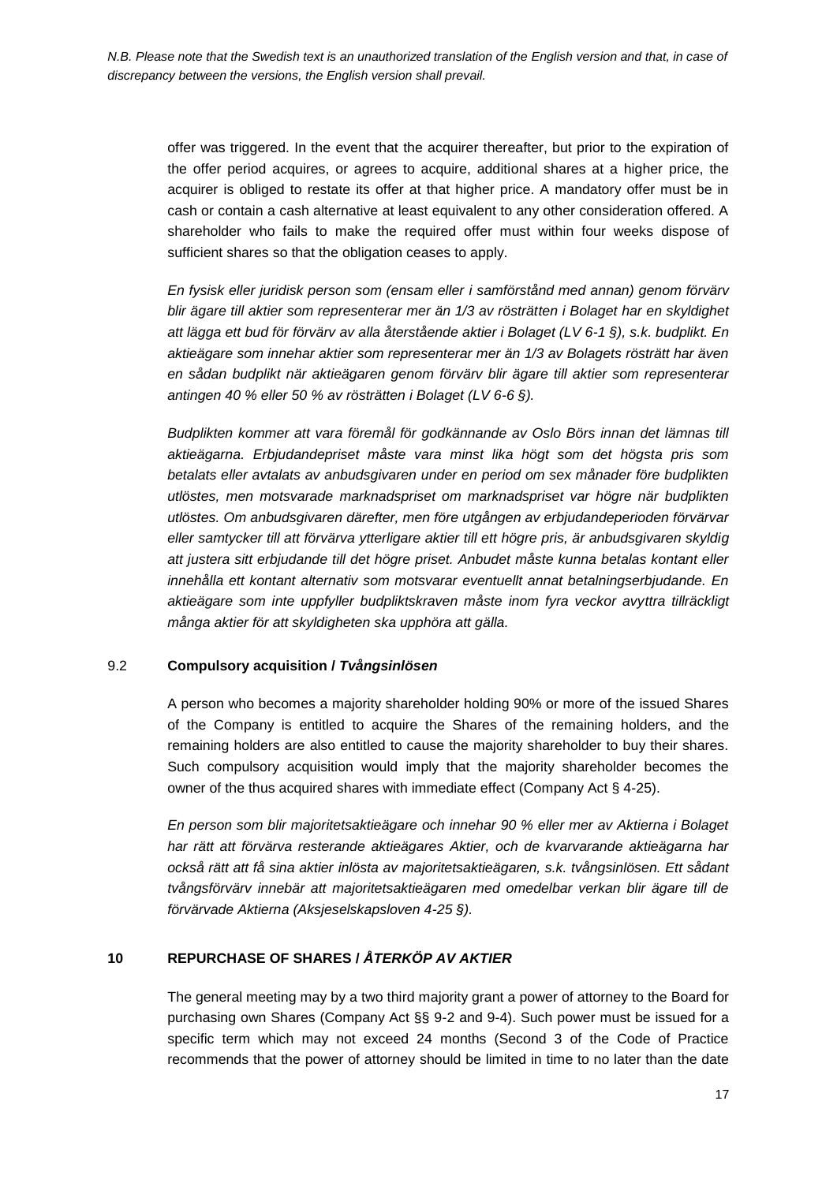offer was triggered. In the event that the acquirer thereafter, but prior to the expiration of the offer period acquires, or agrees to acquire, additional shares at a higher price, the acquirer is obliged to restate its offer at that higher price. A mandatory offer must be in cash or contain a cash alternative at least equivalent to any other consideration offered. A shareholder who fails to make the required offer must within four weeks dispose of sufficient shares so that the obligation ceases to apply.

*En fysisk eller juridisk person som (ensam eller i samförstånd med annan) genom förvärv blir ägare till aktier som representerar mer än 1/3 av rösträtten i Bolaget har en skyldighet att lägga ett bud för förvärv av alla återstående aktier i Bolaget (LV 6-1 §), s.k. budplikt. En aktieägare som innehar aktier som representerar mer än 1/3 av Bolagets rösträtt har även en sådan budplikt när aktieägaren genom förvärv blir ägare till aktier som representerar antingen 40 % eller 50 % av rösträtten i Bolaget (LV 6-6 §).*

*Budplikten kommer att vara föremål för godkännande av Oslo Börs innan det lämnas till aktieägarna. Erbjudandepriset måste vara minst lika högt som det högsta pris som betalats eller avtalats av anbudsgivaren under en period om sex månader före budplikten utlöstes, men motsvarade marknadspriset om marknadspriset var högre när budplikten utlöstes. Om anbudsgivaren därefter, men före utgången av erbjudandeperioden förvärvar eller samtycker till att förvärva ytterligare aktier till ett högre pris, är anbudsgivaren skyldig att justera sitt erbjudande till det högre priset. Anbudet måste kunna betalas kontant eller innehålla ett kontant alternativ som motsvarar eventuellt annat betalningserbjudande. En aktieägare som inte uppfyller budpliktskraven måste inom fyra veckor avyttra tillräckligt många aktier för att skyldigheten ska upphöra att gälla.*

### 9.2 Compulsory acquisition / *Tvångsinlösen*

A person who becomes a majority shareholder holding 90% or more of the issued Shares of the Company is entitled to acquire the Shares of the remaining holders, and the remaining holders are also entitled to cause the majority shareholder to buy their shares. Such compulsory acquisition would imply that the majority shareholder becomes the owner of the thus acquired shares with immediate effect (Company Act § 4-25).

*En person som blir majoritetsaktieägare och innehar 90 % eller mer av Aktierna i Bolaget har rätt att förvärva resterande aktieägares Aktier, och de kvarvarande aktieägarna har också rätt att få sina aktier inlösta av majoritetsaktieägaren, s.k. tvångsinlösen. Ett sådant tvångsförvärv innebär att majoritetsaktieägaren med omedelbar verkan blir ägare till de förvärvade Aktierna (Aksjeselskapsloven 4-25 §).*

## 10 REPURCHASE OF SHARES / *ÅTERKÖP AV AKTIER*

The general meeting may by a two third majority grant a power of attorney to the Board for purchasing own Shares (Company Act §§ 9-2 and 9-4). Such power must be issued for a specific term which may not exceed 24 months (Second 3 of the Code of Practice recommends that the power of attorney should be limited in time to no later than the date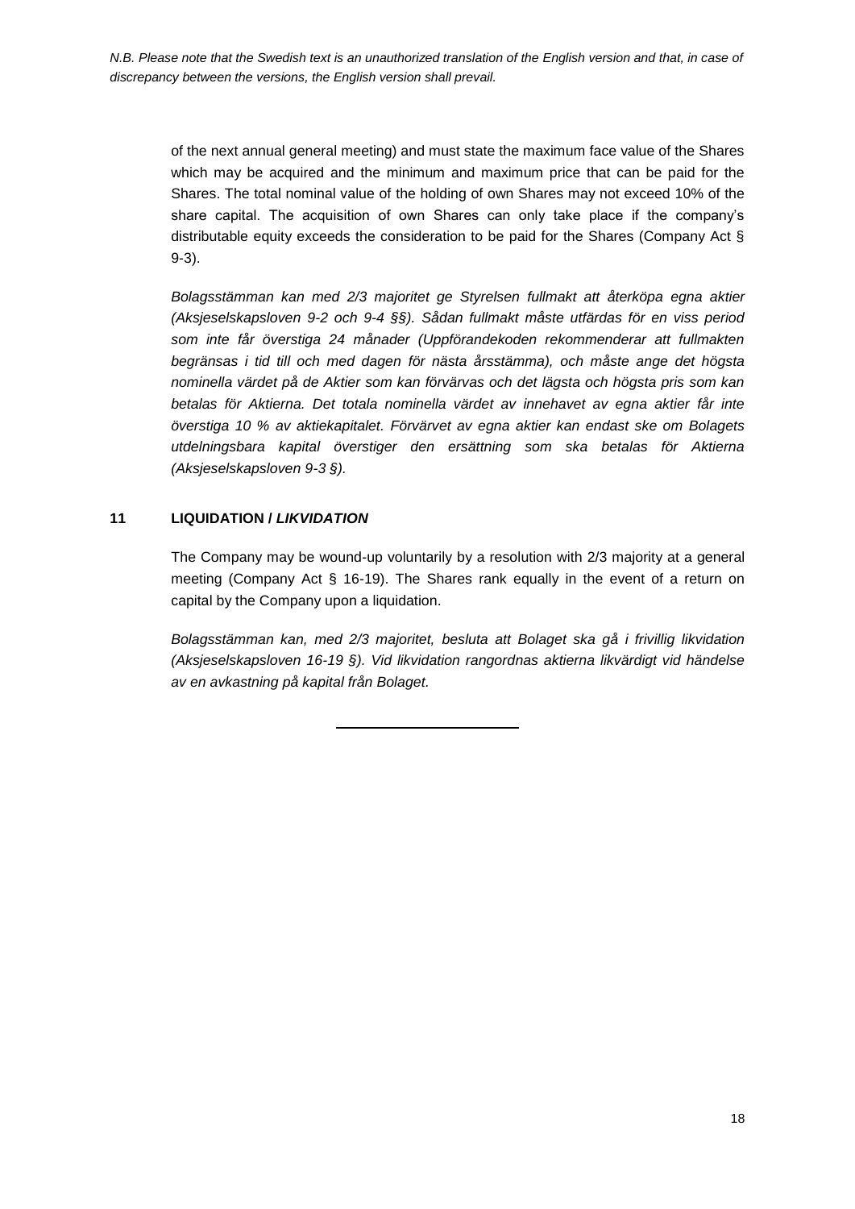of the next annual general meeting) and must state the maximum face value of the Shares which may be acquired and the minimum and maximum price that can be paid for the Shares. The total nominal value of the holding of own Shares may not exceed 10% of the share capital. The acquisition of own Shares can only take place if the company's distributable equity exceeds the consideration to be paid for the Shares (Company Act § 9-3).

*Bolagsstämman kan med 2/3 majoritet ge Styrelsen fullmakt att återköpa egna aktier (Aksjeselskapsloven 9-2 och 9-4 §§). Sådan fullmakt måste utfärdas för en viss period som inte får överstiga 24 månader (Uppförandekoden rekommenderar att fullmakten begränsas i tid till och med dagen för nästa årsstämma), och måste ange det högsta nominella värdet på de Aktier som kan förvärvas och det lägsta och högsta pris som kan betalas för Aktierna. Det totala nominella värdet av innehavet av egna aktier får inte överstiga 10 % av aktiekapitalet. Förvärvet av egna aktier kan endast ske om Bolagets utdelningsbara kapital överstiger den ersättning som ska betalas för Aktierna (Aksjeselskapsloven 9-3 §).*

## 11 LIQUIDATION / *LIKVIDATION*

The Company may be wound-up voluntarily by a resolution with 2/3 majority at a general meeting (Company Act § 16-19). The Shares rank equally in the event of a return on capital by the Company upon a liquidation.

*Bolagsstämman kan, med 2/3 majoritet, besluta att Bolaget ska gå i frivillig likvidation (Aksjeselskapsloven 16-19 §). Vid likvidation rangordnas aktierna likvärdigt vid händelse av en avkastning på kapital från Bolaget.*